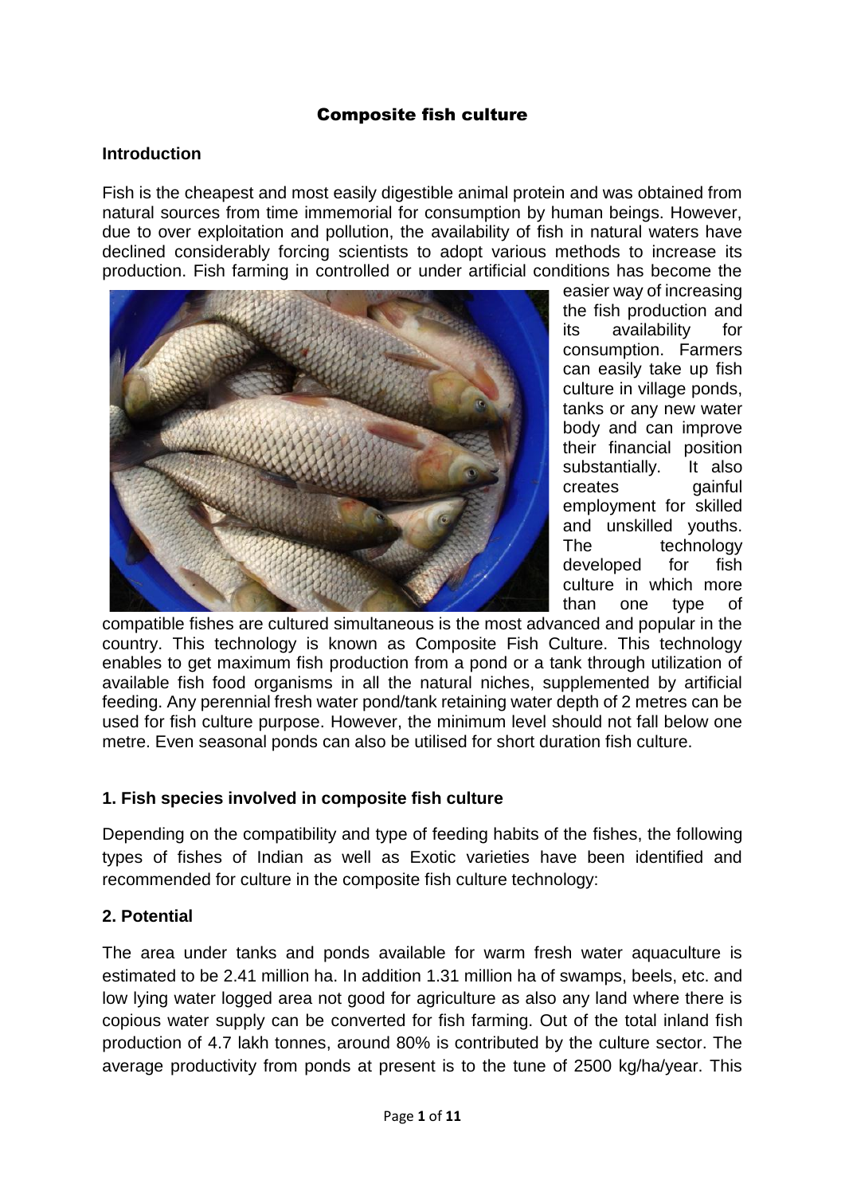# Composite fish culture

## Introduction

Fish is the cheapest and most easily digestible animal protein and was obtained from natural sources from time immemorial for consumption by human beings. However, due to over exploitation and pollution, the availability of fish in natural waters have declined considerably forcing scientists to adopt various methods to increase its production. Fish farming in controlled or under artificial conditions has become the easier way of increasing the fish production and its availability for consumption. Farmers can easily take up fish culture in village ponds, tanks or any new water body and can improve their financial position substantially. It also creates gainful employment for skilled and unskilled youths. The technology developed for fish culture in which more than one type of compatible fishes are cultured simultaneous is the most advanced and popular in the country. This technology is known as Composite Fish Culture. This technology enables to get maximum fish production from a pond or a tank through utilization of available fish food organisms in all the natural niches, supplemented by artificial feeding. Any perennial fresh water pond/tank retaining water depth of 2 metres can be used for fish culture purpose. However, the minimum level should not fall below one metre. Even seasonal ponds can also be utilised for short duration fish culture.

### 1. Fish species involved in composite fish culture

Depending on the compatibility and type of feeding habits of the fishes, the following types of fishes of Indian as well as Exotic varieties have been identified and recommended for culture in the composite fish culture technology:

### 2. Potential

The area under tanks and ponds available for warm fresh water aquaculture is estimated to be 2.41 million ha. In addition 1.31 million ha of swamps, beels, etc. and low lying water logged area not good for agriculture as also any land where there is copious water supply can be converted for fish farming. Out of the total inland fish production of 4.7 lakh tonnes, around 80% is contributed by the culture sector. The average productivity from ponds at present is to the tune of 2500 kg/ha/year. This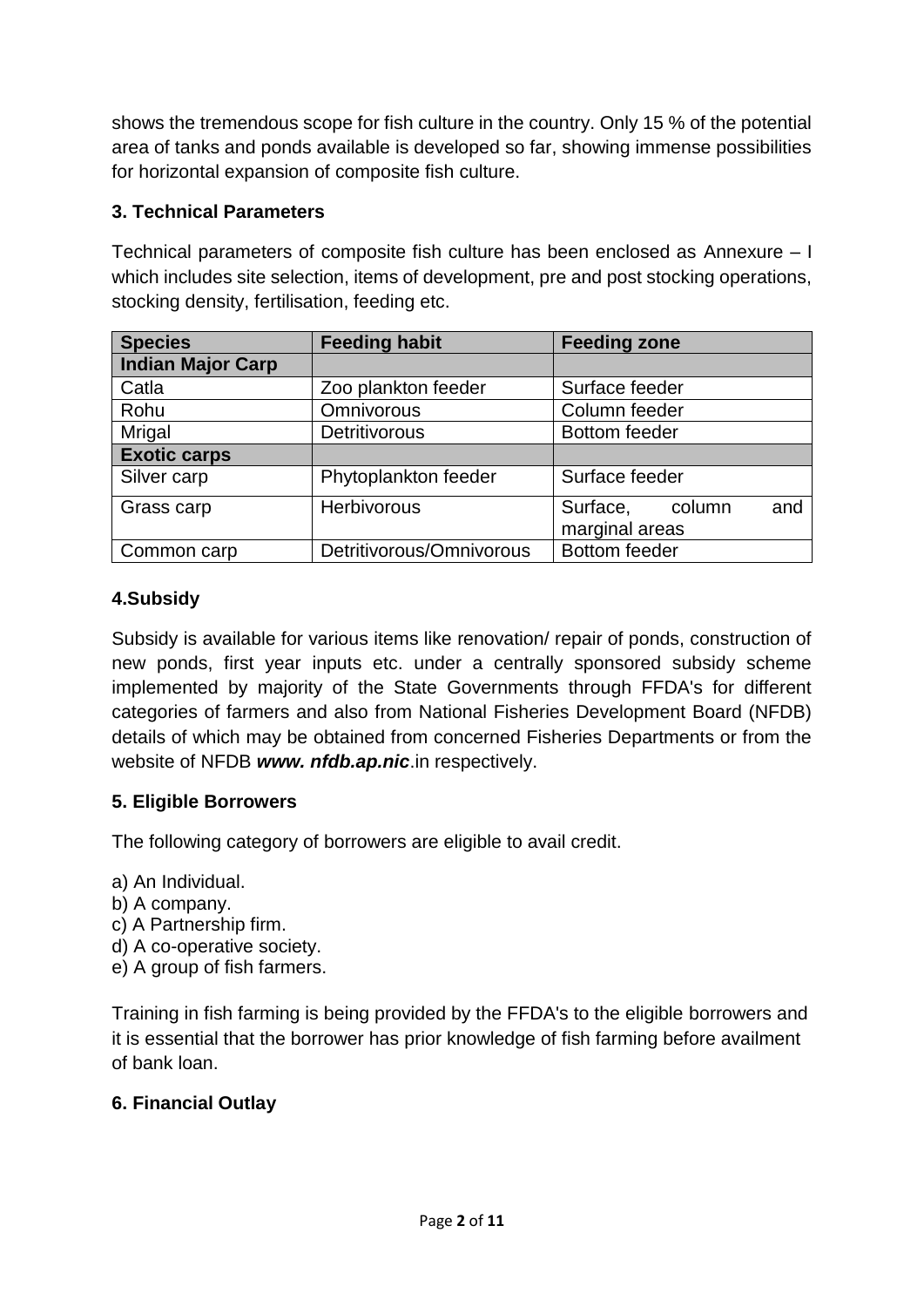shows the tremendous scope for fish culture in the country. Only 15 % of the potential area of tanks and ponds available is developed so far, showing immense possibilities for horizontal expansion of composite fish culture.

### 3. Technical Parameters

Technical parameters of composite fish culture has been enclosed as Annexure – I which includes site selection, items of development, pre and post stocking operations, stocking density, fertilisation, feeding etc.

| Species | Feeding habit | Feeding zone |
|---|---|---|
| **Indian Major Carp** | | |
| Catla | Zoo plankton feeder | Surface feeder |
| Rohu | Omnivorous | Column feeder |
| Mrigal | Detritivorous | Bottom feeder |
| **Exotic carps** | | |
| Silver carp | Phytoplankton feeder | Surface feeder |
| Grass carp | Herbivorous | Surface, column and marginal areas |
| Common carp | Detritivorous/Omnivorous | Bottom feeder |

### 4.Subsidy

Subsidy is available for various items like renovation/ repair of ponds, construction of new ponds, first year inputs etc. under a centrally sponsored subsidy scheme implemented by majority of the State Governments through FFDA's for different categories of farmers and also from National Fisheries Development Board (NFDB) details of which may be obtained from concerned Fisheries Departments or from the website of NFDB ***www. nfdb.ap.nic***.in respectively.

### 5. Eligible Borrowers

The following category of borrowers are eligible to avail credit.

a) An Individual.
b) A company.
c) A Partnership firm.
d) A co-operative society.
e) A group of fish farmers.

Training in fish farming is being provided by the FFDA's to the eligible borrowers and it is essential that the borrower has prior knowledge of fish farming before availment of bank loan.

### 6. Financial Outlay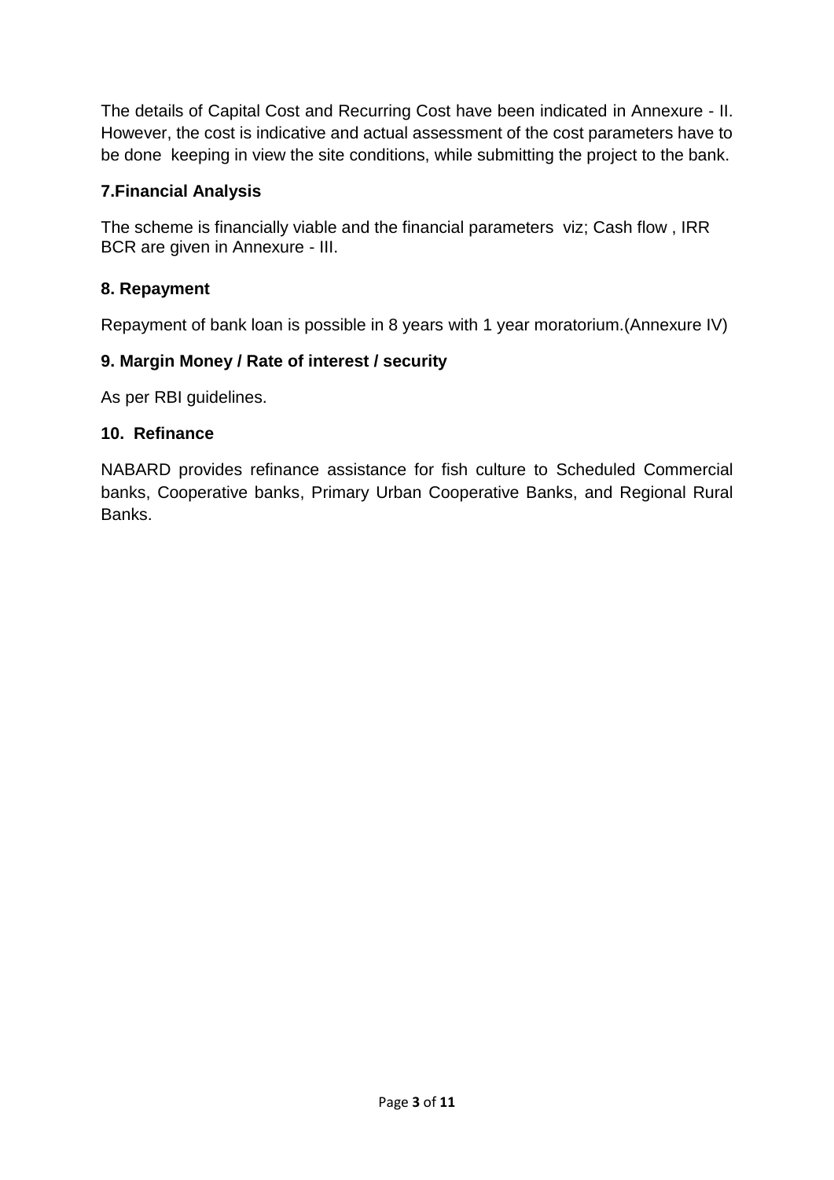The details of Capital Cost and Recurring Cost have been indicated in Annexure - II. However, the cost is indicative and actual assessment of the cost parameters have to be done keeping in view the site conditions, while submitting the project to the bank.

## 7.Financial Analysis

The scheme is financially viable and the financial parameters viz; Cash flow , IRR BCR are given in Annexure - III.

## 8. Repayment

Repayment of bank loan is possible in 8 years with 1 year moratorium.(Annexure IV)

## 9. Margin Money / Rate of interest / security

As per RBI guidelines.

## 10. Refinance

NABARD provides refinance assistance for fish culture to Scheduled Commercial banks, Cooperative banks, Primary Urban Cooperative Banks, and Regional Rural Banks.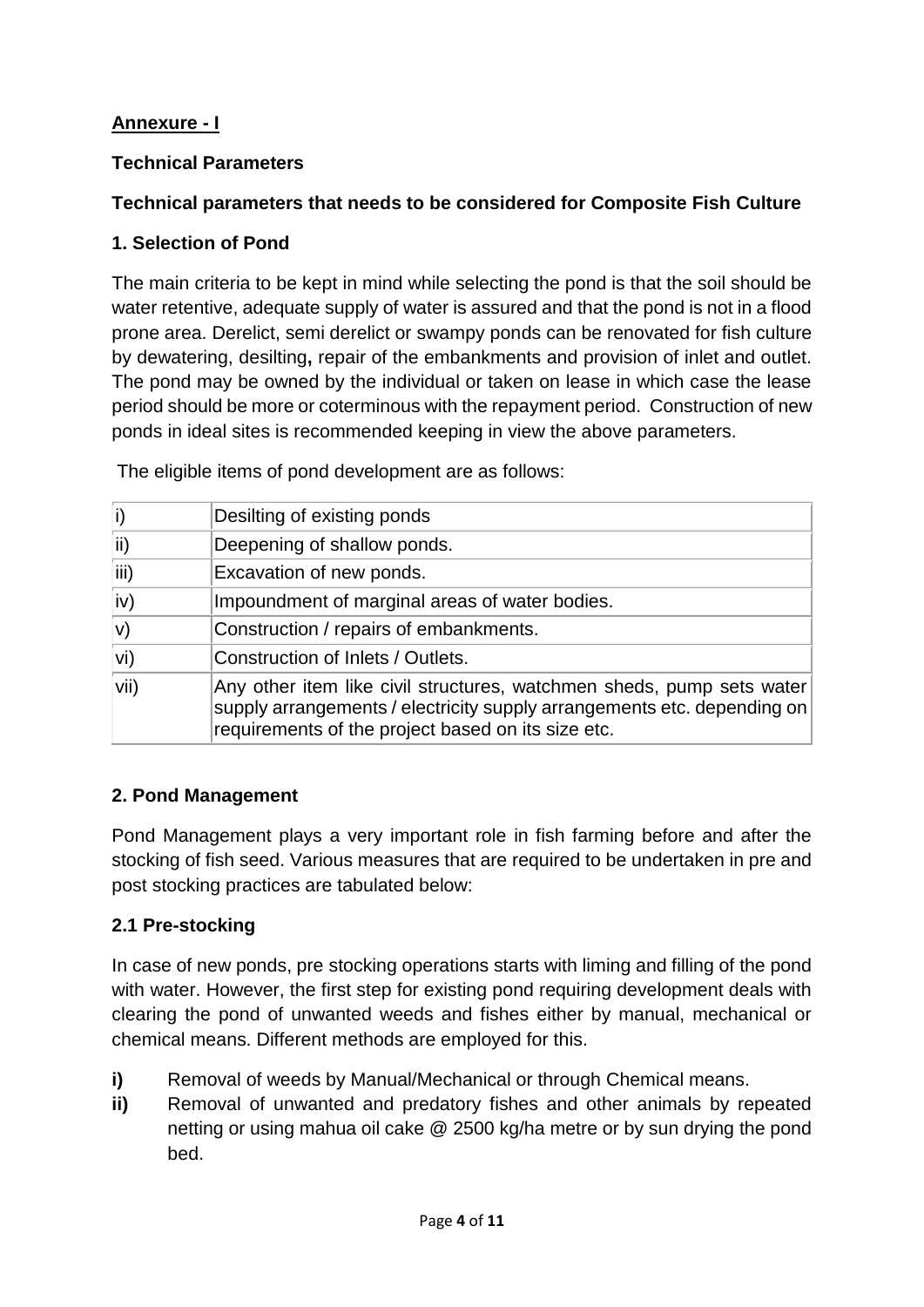**Annexure - I**

**Technical Parameters**

**Technical parameters that needs to be considered for Composite Fish Culture**

**1. Selection of Pond**

The main criteria to be kept in mind while selecting the pond is that the soil should be water retentive, adequate supply of water is assured and that the pond is not in a flood prone area. Derelict, semi derelict or swampy ponds can be renovated for fish culture by dewatering, desilting**,** repair of the embankments and provision of inlet and outlet. The pond may be owned by the individual or taken on lease in which case the lease period should be more or coterminous with the repayment period. Construction of new ponds in ideal sites is recommended keeping in view the above parameters.

The eligible items of pond development are as follows:

| | |
|---|---|
| i) | Desilting of existing ponds |
| ii) | Deepening of shallow ponds. |
| iii) | Excavation of new ponds. |
| iv) | Impoundment of marginal areas of water bodies. |
| v) | Construction / repairs of embankments. |
| vi) | Construction of Inlets / Outlets. |
| vii) | Any other item like civil structures, watchmen sheds, pump sets water supply arrangements / electricity supply arrangements etc. depending on requirements of the project based on its size etc. |

**2. Pond Management**

Pond Management plays a very important role in fish farming before and after the stocking of fish seed. Various measures that are required to be undertaken in pre and post stocking practices are tabulated below:

**2.1 Pre-stocking**

In case of new ponds, pre stocking operations starts with liming and filling of the pond with water. However, the first step for existing pond requiring development deals with clearing the pond of unwanted weeds and fishes either by manual, mechanical or chemical means. Different methods are employed for this.

**i)** Removal of weeds by Manual/Mechanical or through Chemical means.

**ii)** Removal of unwanted and predatory fishes and other animals by repeated netting or using mahua oil cake @ 2500 kg/ha metre or by sun drying the pond bed.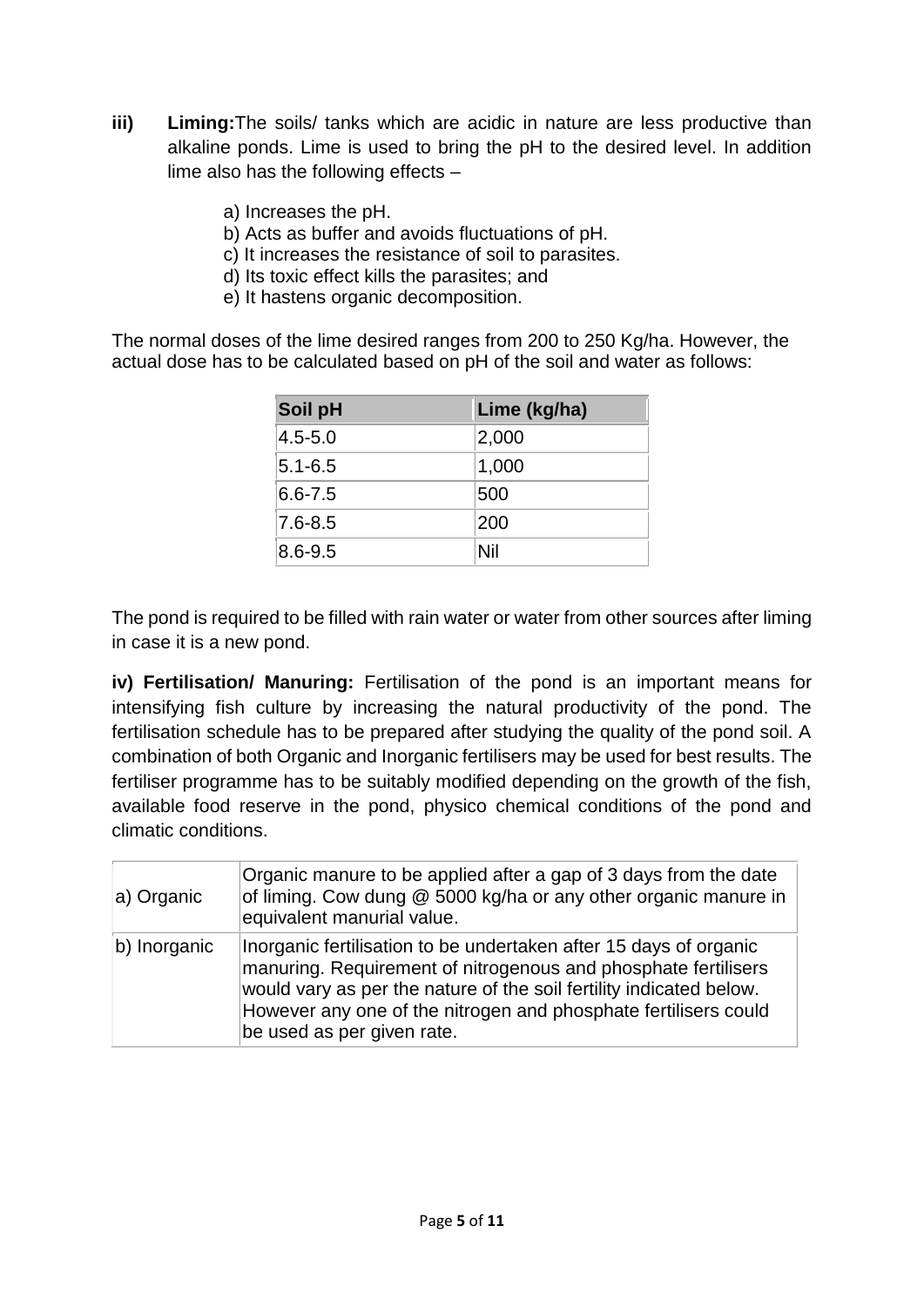**iii) Liming:** The soils/ tanks which are acidic in nature are less productive than alkaline ponds. Lime is used to bring the pH to the desired level. In addition lime also has the following effects –

a) Increases the pH.
b) Acts as buffer and avoids fluctuations of pH.
c) It increases the resistance of soil to parasites.
d) Its toxic effect kills the parasites; and
e) It hastens organic decomposition.

The normal doses of the lime desired ranges from 200 to 250 Kg/ha. However, the actual dose has to be calculated based on pH of the soil and water as follows:

| Soil pH | Lime (kg/ha) |
|---|---|
| 4.5-5.0 | 2,000 |
| 5.1-6.5 | 1,000 |
| 6.6-7.5 | 500 |
| 7.6-8.5 | 200 |
| 8.6-9.5 | Nil |

The pond is required to be filled with rain water or water from other sources after liming in case it is a new pond.

**iv) Fertilisation/ Manuring:** Fertilisation of the pond is an important means for intensifying fish culture by increasing the natural productivity of the pond. The fertilisation schedule has to be prepared after studying the quality of the pond soil. A combination of both Organic and Inorganic fertilisers may be used for best results. The fertiliser programme has to be suitably modified depending on the growth of the fish, available food reserve in the pond, physico chemical conditions of the pond and climatic conditions.

| | |
|---|---|
| a) Organic | Organic manure to be applied after a gap of 3 days from the date of liming. Cow dung @ 5000 kg/ha or any other organic manure in equivalent manurial value. |
| b) Inorganic | Inorganic fertilisation to be undertaken after 15 days of organic manuring. Requirement of nitrogenous and phosphate fertilisers would vary as per the nature of the soil fertility indicated below. However any one of the nitrogen and phosphate fertilisers could be used as per given rate. |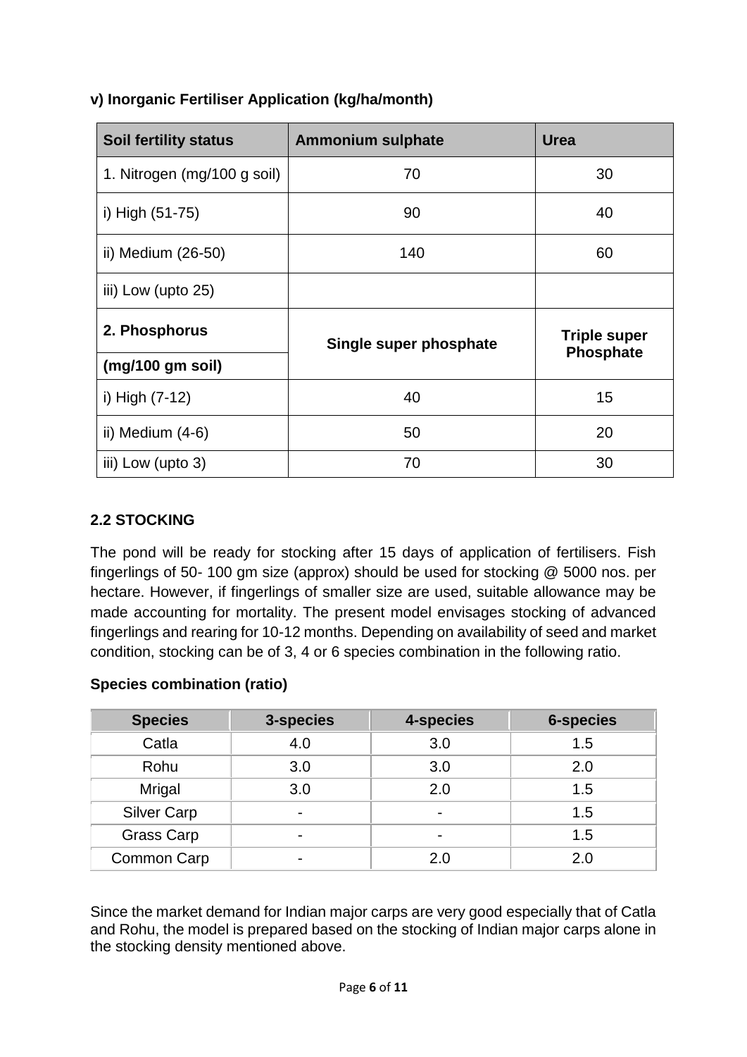**v) Inorganic Fertiliser Application (kg/ha/month)**

| Soil fertility status | Ammonium sulphate | Urea |
|---|---|---|
| 1. Nitrogen (mg/100 g soil) | 70 | 30 |
| i) High (51-75) | 90 | 40 |
| ii) Medium (26-50) | 140 | 60 |
| iii) Low (upto 25) | | |
| **2. Phosphorus (mg/100 gm soil)** | **Single super phosphate** | **Triple super Phosphate** |
| i) High (7-12) | 40 | 15 |
| ii) Medium (4-6) | 50 | 20 |
| iii) Low (upto 3) | 70 | 30 |

## 2.2 STOCKING

The pond will be ready for stocking after 15 days of application of fertilisers. Fish fingerlings of 50- 100 gm size (approx) should be used for stocking @ 5000 nos. per hectare. However, if fingerlings of smaller size are used, suitable allowance may be made accounting for mortality. The present model envisages stocking of advanced fingerlings and rearing for 10-12 months. Depending on availability of seed and market condition, stocking can be of 3, 4 or 6 species combination in the following ratio.

**Species combination (ratio)**

| Species | 3-species | 4-species | 6-species |
|---|---|---|---|
| Catla | 4.0 | 3.0 | 1.5 |
| Rohu | 3.0 | 3.0 | 2.0 |
| Mrigal | 3.0 | 2.0 | 1.5 |
| Silver Carp | - | - | 1.5 |
| Grass Carp | - | - | 1.5 |
| Common Carp | - | 2.0 | 2.0 |

Since the market demand for Indian major carps are very good especially that of Catla and Rohu, the model is prepared based on the stocking of Indian major carps alone in the stocking density mentioned above.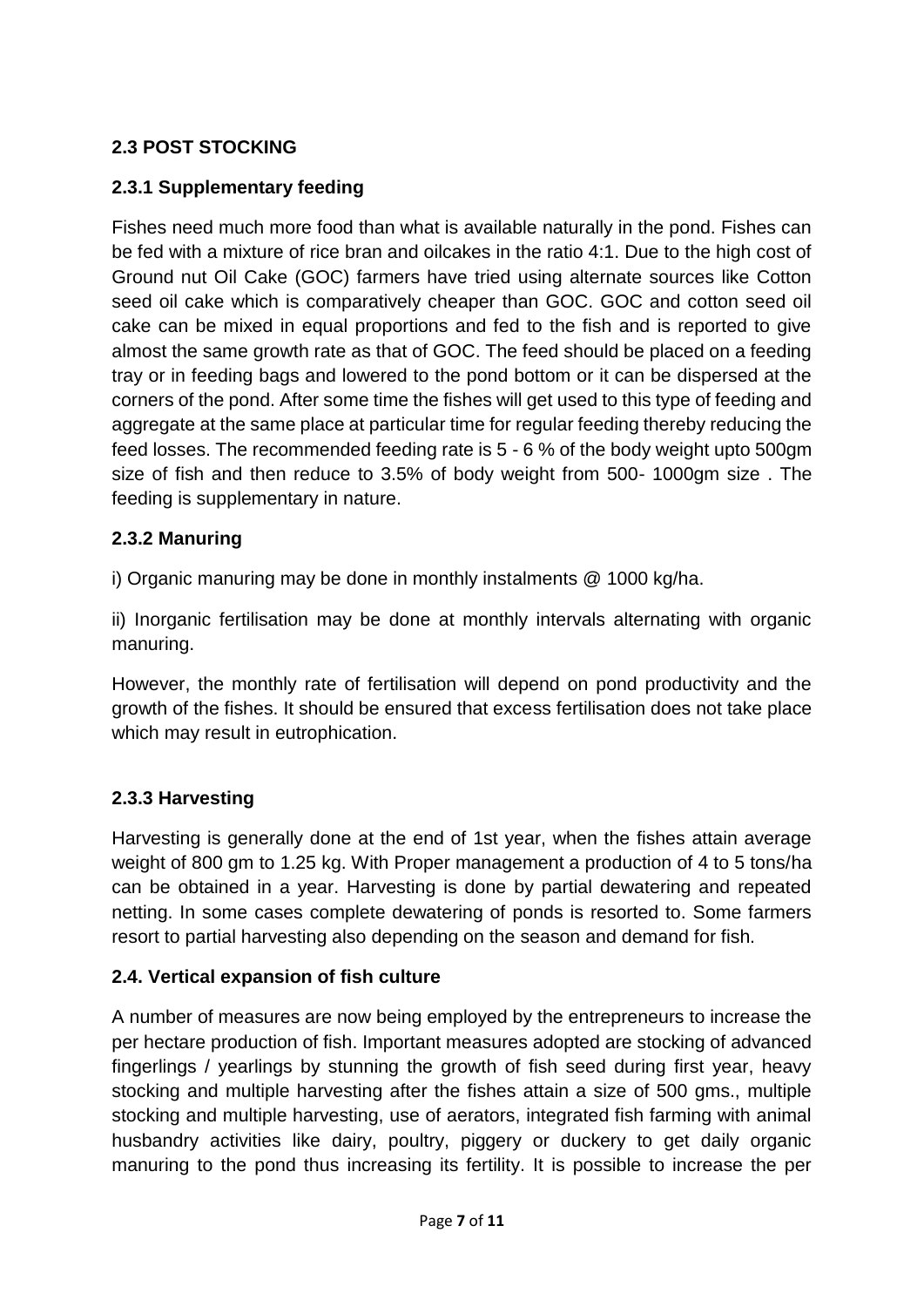## 2.3 POST STOCKING

### 2.3.1 Supplementary feeding

Fishes need much more food than what is available naturally in the pond. Fishes can be fed with a mixture of rice bran and oilcakes in the ratio 4:1. Due to the high cost of Ground nut Oil Cake (GOC) farmers have tried using alternate sources like Cotton seed oil cake which is comparatively cheaper than GOC. GOC and cotton seed oil cake can be mixed in equal proportions and fed to the fish and is reported to give almost the same growth rate as that of GOC. The feed should be placed on a feeding tray or in feeding bags and lowered to the pond bottom or it can be dispersed at the corners of the pond. After some time the fishes will get used to this type of feeding and aggregate at the same place at particular time for regular feeding thereby reducing the feed losses. The recommended feeding rate is 5 - 6 % of the body weight upto 500gm size of fish and then reduce to 3.5% of body weight from 500- 1000gm size . The feeding is supplementary in nature.

### 2.3.2 Manuring

i) Organic manuring may be done in monthly instalments @ 1000 kg/ha.

ii) Inorganic fertilisation may be done at monthly intervals alternating with organic manuring.

However, the monthly rate of fertilisation will depend on pond productivity and the growth of the fishes. It should be ensured that excess fertilisation does not take place which may result in eutrophication.

### 2.3.3 Harvesting

Harvesting is generally done at the end of 1st year, when the fishes attain average weight of 800 gm to 1.25 kg. With Proper management a production of 4 to 5 tons/ha can be obtained in a year. Harvesting is done by partial dewatering and repeated netting. In some cases complete dewatering of ponds is resorted to. Some farmers resort to partial harvesting also depending on the season and demand for fish.

## 2.4. Vertical expansion of fish culture

A number of measures are now being employed by the entrepreneurs to increase the per hectare production of fish. Important measures adopted are stocking of advanced fingerlings / yearlings by stunning the growth of fish seed during first year, heavy stocking and multiple harvesting after the fishes attain a size of 500 gms., multiple stocking and multiple harvesting, use of aerators, integrated fish farming with animal husbandry activities like dairy, poultry, piggery or duckery to get daily organic manuring to the pond thus increasing its fertility. It is possible to increase the per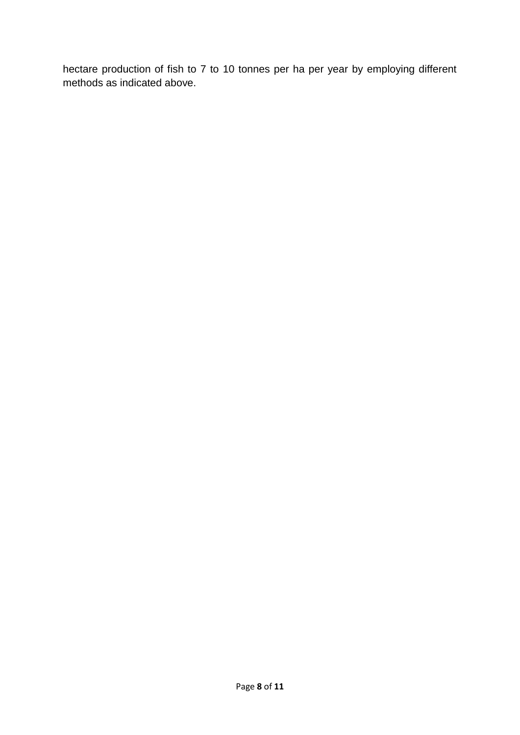hectare production of fish to 7 to 10 tonnes per ha per year by employing different methods as indicated above.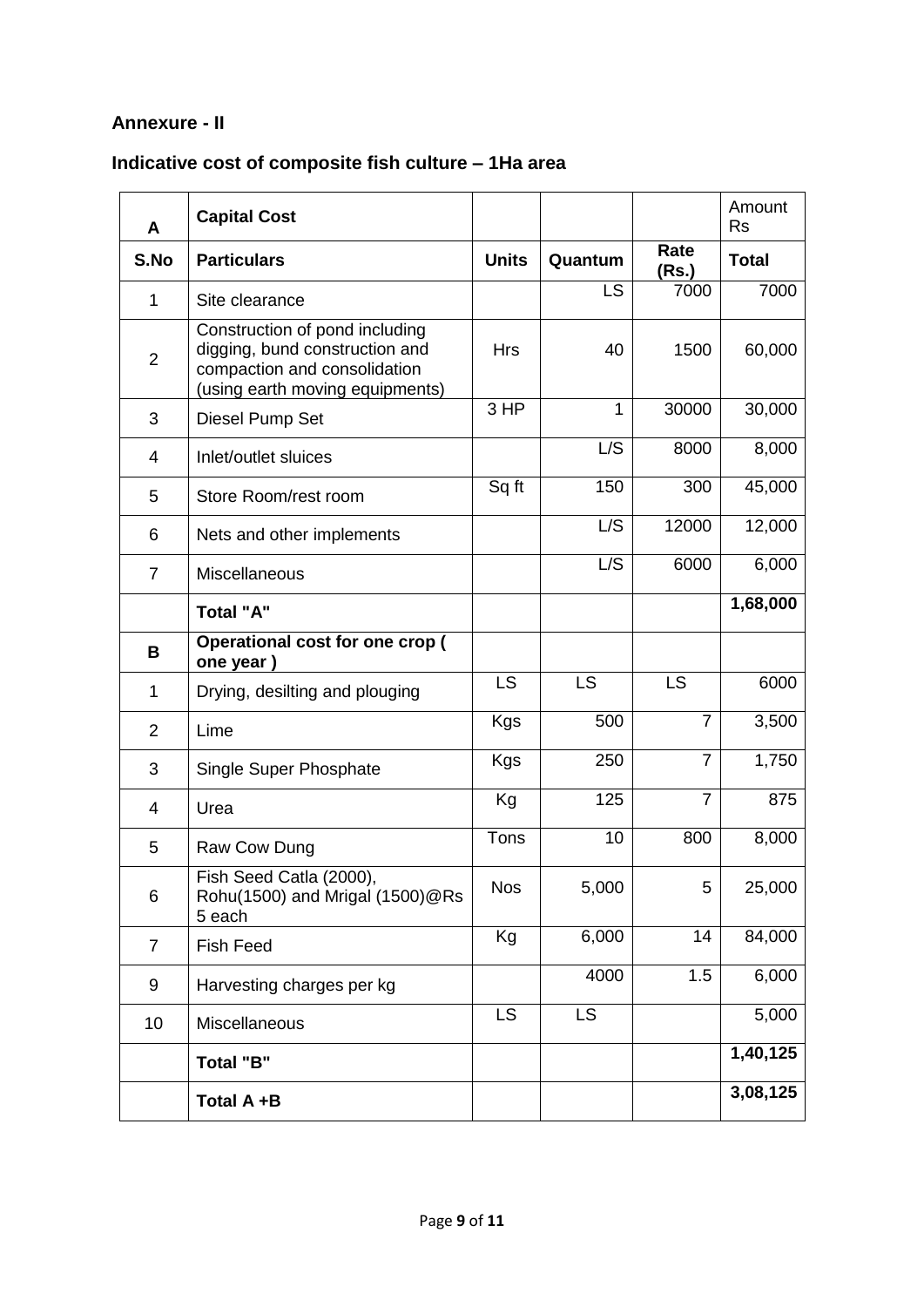**Annexure - II**

**Indicative cost of composite fish culture – 1Ha area**

| **A** | **Capital Cost** | | | | Amount Rs |
|---|---|---|---|---|---|
| **S.No** | **Particulars** | **Units** | **Quantum** | **Rate (Rs.)** | **Total** |
| 1 | Site clearance | | LS | 7000 | 7000 |
| 2 | Construction of pond including digging, bund construction and compaction and consolidation (using earth moving equipments) | Hrs | 40 | 1500 | 60,000 |
| 3 | Diesel Pump Set | 3 HP | 1 | 30000 | 30,000 |
| 4 | Inlet/outlet sluices | | L/S | 8000 | 8,000 |
| 5 | Store Room/rest room | Sq ft | 150 | 300 | 45,000 |
| 6 | Nets and other implements | | L/S | 12000 | 12,000 |
| 7 | Miscellaneous | | L/S | 6000 | 6,000 |
| | **Total "A"** | | | | **1,68,000** |
| **B** | **Operational cost for one crop ( one year )** | | | | |
| 1 | Drying, desilting and plouging | LS | LS | LS | 6000 |
| 2 | Lime | Kgs | 500 | 7 | 3,500 |
| 3 | Single Super Phosphate | Kgs | 250 | 7 | 1,750 |
| 4 | Urea | Kg | 125 | 7 | 875 |
| 5 | Raw Cow Dung | Tons | 10 | 800 | 8,000 |
| 6 | Fish Seed Catla (2000), Rohu(1500) and Mrigal (1500)@Rs 5 each | Nos | 5,000 | 5 | 25,000 |
| 7 | Fish Feed | Kg | 6,000 | 14 | 84,000 |
| 9 | Harvesting charges per kg | | 4000 | 1.5 | 6,000 |
| 10 | Miscellaneous | LS | LS | | 5,000 |
| | **Total "B"** | | | | **1,40,125** |
| | **Total A +B** | | | | **3,08,125** |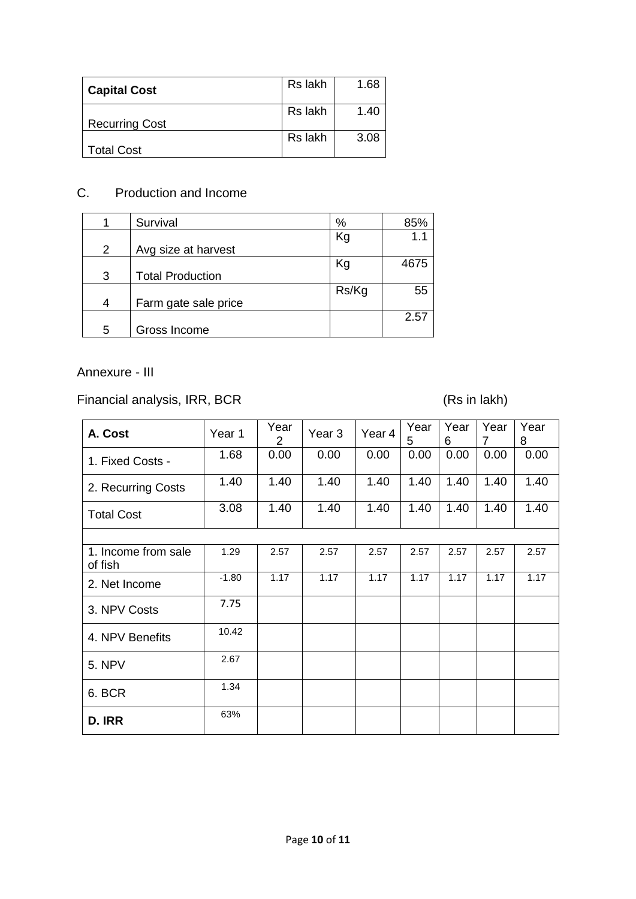| **Capital Cost** | Rs lakh | 1.68 |
|---|---|---|
| Recurring Cost | Rs lakh | 1.40 |
| Total Cost | Rs lakh | 3.08 |

## C. Production and Income

| 1 | Survival | % | 85% |
|---|---|---|---|
| 2 | Avg size at harvest | Kg | 1.1 |
| 3 | Total Production | Kg | 4675 |
| 4 | Farm gate sale price | Rs/Kg | 55 |
| 5 | Gross Income | | 2.57 |

## Annexure - III

Financial analysis, IRR, BCR (Rs in lakh)

| **A. Cost** | Year 1 | Year 2 | Year 3 | Year 4 | Year 5 | Year 6 | Year 7 | Year 8 |
|---|---|---|---|---|---|---|---|---|
| 1. Fixed Costs - | 1.68 | 0.00 | 0.00 | 0.00 | 0.00 | 0.00 | 0.00 | 0.00 |
| 2. Recurring Costs | 1.40 | 1.40 | 1.40 | 1.40 | 1.40 | 1.40 | 1.40 | 1.40 |
| Total Cost | 3.08 | 1.40 | 1.40 | 1.40 | 1.40 | 1.40 | 1.40 | 1.40 |
| | | | | | | | | |
| 1. Income from sale of fish | 1.29 | 2.57 | 2.57 | 2.57 | 2.57 | 2.57 | 2.57 | 2.57 |
| 2. Net Income | -1.80 | 1.17 | 1.17 | 1.17 | 1.17 | 1.17 | 1.17 | 1.17 |
| 3. NPV Costs | 7.75 | | | | | | | |
| 4. NPV Benefits | 10.42 | | | | | | | |
| 5. NPV | 2.67 | | | | | | | |
| 6. BCR | 1.34 | | | | | | | |
| **D. IRR** | 63% | | | | | | | |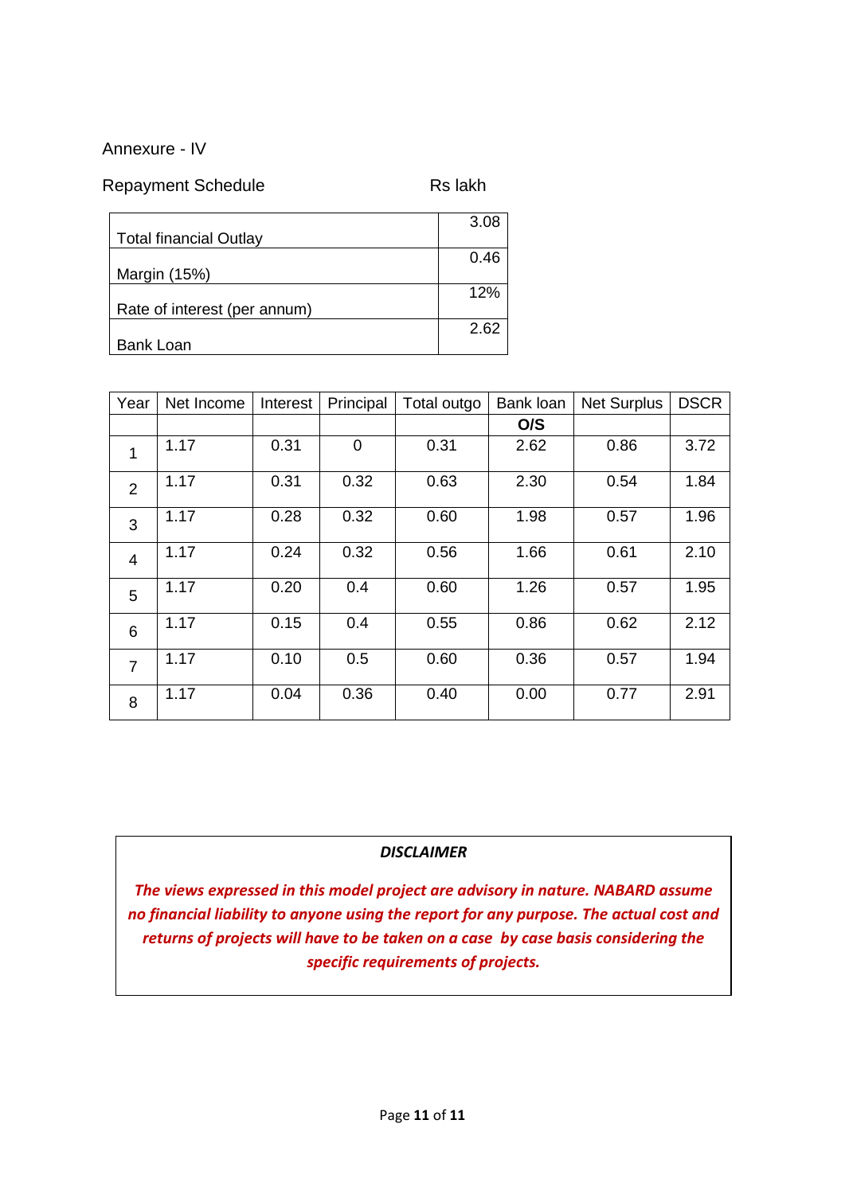Annexure - IV

Repayment Schedule Rs lakh

| | |
|---|---|
| Total financial Outlay | 3.08 |
| Margin (15%) | 0.46 |
| Rate of interest (per annum) | 12% |
| Bank Loan | 2.62 |

| Year | Net Income | Interest | Principal | Total outgo | Bank loan O/S | Net Surplus | DSCR |
|---|---|---|---|---|---|---|---|
| 1 | 1.17 | 0.31 | 0 | 0.31 | 2.62 | 0.86 | 3.72 |
| 2 | 1.17 | 0.31 | 0.32 | 0.63 | 2.30 | 0.54 | 1.84 |
| 3 | 1.17 | 0.28 | 0.32 | 0.60 | 1.98 | 0.57 | 1.96 |
| 4 | 1.17 | 0.24 | 0.32 | 0.56 | 1.66 | 0.61 | 2.10 |
| 5 | 1.17 | 0.20 | 0.4 | 0.60 | 1.26 | 0.57 | 1.95 |
| 6 | 1.17 | 0.15 | 0.4 | 0.55 | 0.86 | 0.62 | 2.12 |
| 7 | 1.17 | 0.10 | 0.5 | 0.60 | 0.36 | 0.57 | 1.94 |
| 8 | 1.17 | 0.04 | 0.36 | 0.40 | 0.00 | 0.77 | 2.91 |

***DISCLAIMER***

***The views expressed in this model project are advisory in nature. NABARD assume no financial liability to anyone using the report for any purpose. The actual cost and returns of projects will have to be taken on a case by case basis considering the specific requirements of projects.***